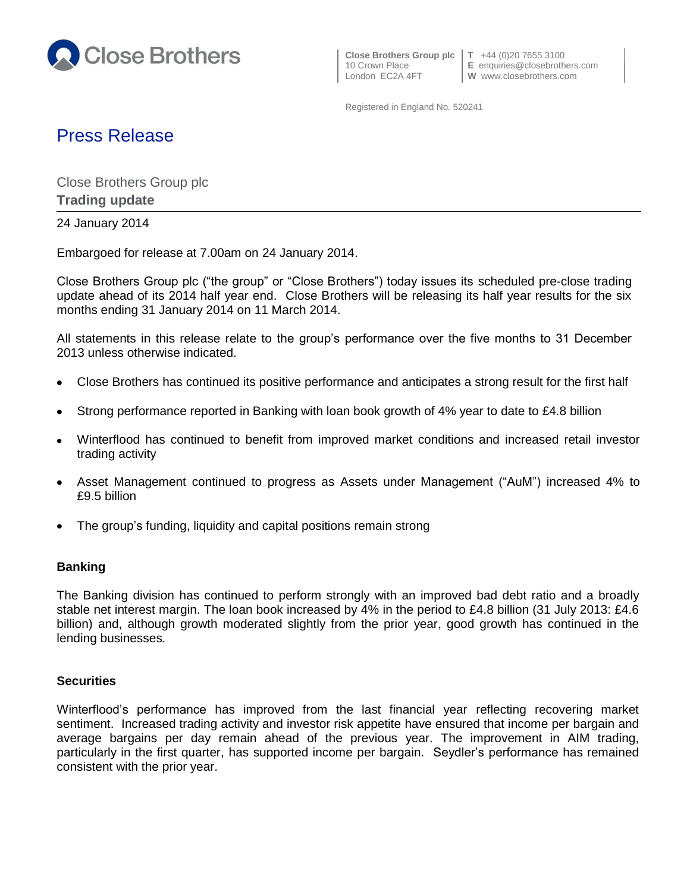Close Brothers

**Close Brothers Group plc**
10 Crown Place
London EC2A 4FT

**T** +44 (0)20 7655 3100
**E** enquiries@closebrothers.com
**W** www.closebrothers.com

Registered in England No. 520241

# Press Release

Close Brothers Group plc
**Trading update**

24 January 2014

Embargoed for release at 7.00am on 24 January 2014.

Close Brothers Group plc ("the group" or "Close Brothers") today issues its scheduled pre-close trading update ahead of its 2014 half year end. Close Brothers will be releasing its half year results for the six months ending 31 January 2014 on 11 March 2014.

All statements in this release relate to the group's performance over the five months to 31 December 2013 unless otherwise indicated.

- Close Brothers has continued its positive performance and anticipates a strong result for the first half
- Strong performance reported in Banking with loan book growth of 4% year to date to £4.8 billion
- Winterflood has continued to benefit from improved market conditions and increased retail investor trading activity
- Asset Management continued to progress as Assets under Management ("AuM") increased 4% to £9.5 billion
- The group's funding, liquidity and capital positions remain strong

**Banking**

The Banking division has continued to perform strongly with an improved bad debt ratio and a broadly stable net interest margin. The loan book increased by 4% in the period to £4.8 billion (31 July 2013: £4.6 billion) and, although growth moderated slightly from the prior year, good growth has continued in the lending businesses.

**Securities**

Winterflood's performance has improved from the last financial year reflecting recovering market sentiment. Increased trading activity and investor risk appetite have ensured that income per bargain and average bargains per day remain ahead of the previous year. The improvement in AIM trading, particularly in the first quarter, has supported income per bargain. Seydler's performance has remained consistent with the prior year.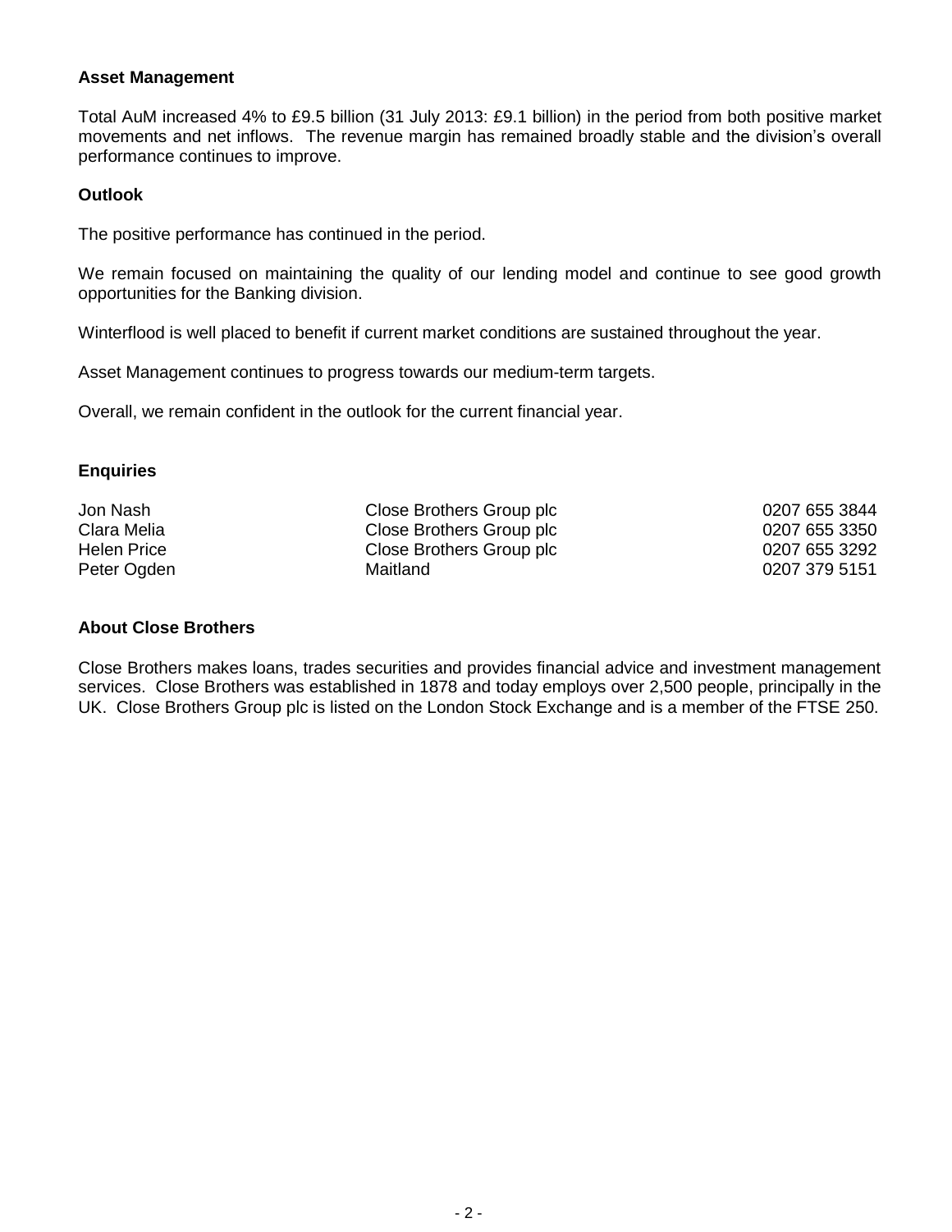**Asset Management**

Total AuM increased 4% to £9.5 billion (31 July 2013: £9.1 billion) in the period from both positive market movements and net inflows. The revenue margin has remained broadly stable and the division's overall performance continues to improve.

**Outlook**

The positive performance has continued in the period.

We remain focused on maintaining the quality of our lending model and continue to see good growth opportunities for the Banking division.

Winterflood is well placed to benefit if current market conditions are sustained throughout the year.

Asset Management continues to progress towards our medium-term targets.

Overall, we remain confident in the outlook for the current financial year.

**Enquiries**

| | | |
|---|---|---|
| Jon Nash | Close Brothers Group plc | 0207 655 3844 |
| Clara Melia | Close Brothers Group plc | 0207 655 3350 |
| Helen Price | Close Brothers Group plc | 0207 655 3292 |
| Peter Ogden | Maitland | 0207 379 5151 |

**About Close Brothers**

Close Brothers makes loans, trades securities and provides financial advice and investment management services. Close Brothers was established in 1878 and today employs over 2,500 people, principally in the UK. Close Brothers Group plc is listed on the London Stock Exchange and is a member of the FTSE 250.